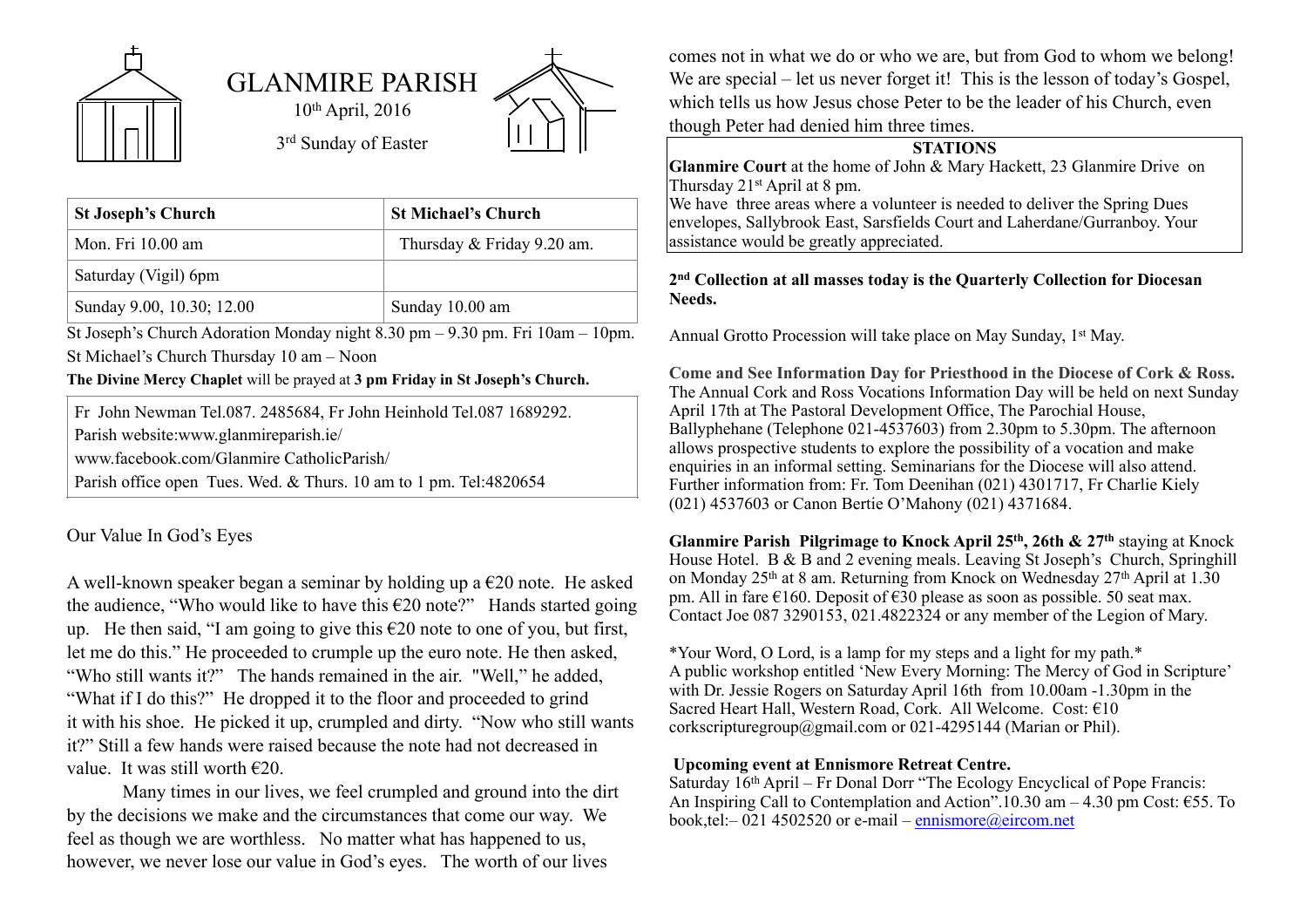# GLANMIRE PARISH

10th April, 2016

3rd Sunday of Easter

| St Joseph's Church | St Michael's Church |
|---|---|
| Mon. Fri 10.00 am | Thursday & Friday 9.20 am. |
| Saturday (Vigil) 6pm | |
| Sunday 9.00, 10.30; 12.00 | Sunday 10.00 am |

St Joseph's Church Adoration Monday night 8.30 pm – 9.30 pm. Fri 10am – 10pm.

St Michael's Church Thursday 10 am – Noon

**The Divine Mercy Chaplet** will be prayed at **3 pm Friday in St Joseph's Church.**

Fr John Newman Tel.087. 2485684, Fr John Heinhold Tel.087 1689292.
Parish website:www.glanmireparish.ie/
www.facebook.com/Glanmire CatholicParish/
Parish office open Tues. Wed. & Thurs. 10 am to 1 pm. Tel:4820654

## Our Value In God's Eyes

A well-known speaker began a seminar by holding up a €20 note. He asked the audience, "Who would like to have this €20 note?" Hands started going up. He then said, "I am going to give this €20 note to one of you, but first, let me do this." He proceeded to crumple up the euro note. He then asked, "Who still wants it?" The hands remained in the air. "Well," he added, "What if I do this?" He dropped it to the floor and proceeded to grind it with his shoe. He picked it up, crumpled and dirty. "Now who still wants it?" Still a few hands were raised because the note had not decreased in value. It was still worth €20.

Many times in our lives, we feel crumpled and ground into the dirt by the decisions we make and the circumstances that come our way. We feel as though we are worthless. No matter what has happened to us, however, we never lose our value in God's eyes. The worth of our lives comes not in what we do or who we are, but from God to whom we belong! We are special – let us never forget it! This is the lesson of today's Gospel, which tells us how Jesus chose Peter to be the leader of his Church, even though Peter had denied him three times.

**STATIONS**

**Glanmire Court** at the home of John & Mary Hackett, 23 Glanmire Drive on Thursday 21st April at 8 pm.

We have three areas where a volunteer is needed to deliver the Spring Dues envelopes, Sallybrook East, Sarsfields Court and Laherdane/Gurranboy. Your assistance would be greatly appreciated.

**2nd Collection at all masses today is the Quarterly Collection for Diocesan Needs.**

Annual Grotto Procession will take place on May Sunday, 1st May.

**Come and See Information Day for Priesthood in the Diocese of Cork & Ross.** The Annual Cork and Ross Vocations Information Day will be held on next Sunday April 17th at The Pastoral Development Office, The Parochial House, Ballyphehane (Telephone 021-4537603) from 2.30pm to 5.30pm. The afternoon allows prospective students to explore the possibility of a vocation and make enquiries in an informal setting. Seminarians for the Diocese will also attend. Further information from: Fr. Tom Deenihan (021) 4301717, Fr Charlie Kiely (021) 4537603 or Canon Bertie O'Mahony (021) 4371684.

**Glanmire Parish Pilgrimage to Knock April 25th, 26th & 27th** staying at Knock House Hotel. B & B and 2 evening meals. Leaving St Joseph's Church, Springhill on Monday 25th at 8 am. Returning from Knock on Wednesday 27th April at 1.30 pm. All in fare €160. Deposit of €30 please as soon as possible. 50 seat max. Contact Joe 087 3290153, 021.4822324 or any member of the Legion of Mary.

*Your Word, O Lord, is a lamp for my steps and a light for my path.*
A public workshop entitled 'New Every Morning: The Mercy of God in Scripture' with Dr. Jessie Rogers on Saturday April 16th from 10.00am -1.30pm in the Sacred Heart Hall, Western Road, Cork. All Welcome. Cost: €10 corkscripturegroup@gmail.com or 021-4295144 (Marian or Phil).

**Upcoming event at Ennismore Retreat Centre.**
Saturday 16th April – Fr Donal Dorr "The Ecology Encyclical of Pope Francis: An Inspiring Call to Contemplation and Action".10.30 am – 4.30 pm Cost: €55. To book,tel:– 021 4502520 or e-mail – ennismore@eircom.net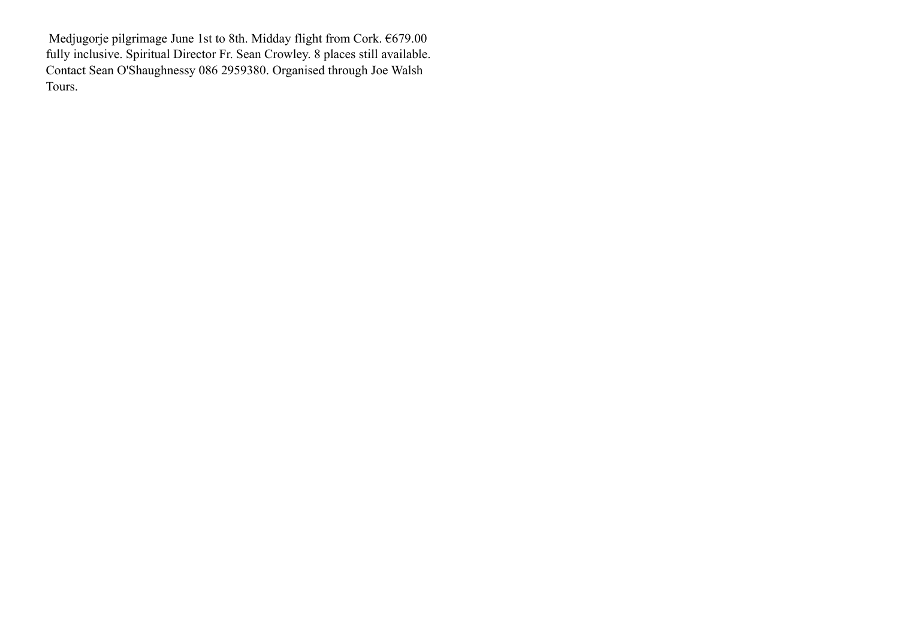Medjugorje pilgrimage June 1st to 8th. Midday flight from Cork. €679.00 fully inclusive. Spiritual Director Fr. Sean Crowley. 8 places still available. Contact Sean O'Shaughnessy 086 2959380. Organised through Joe Walsh Tours.